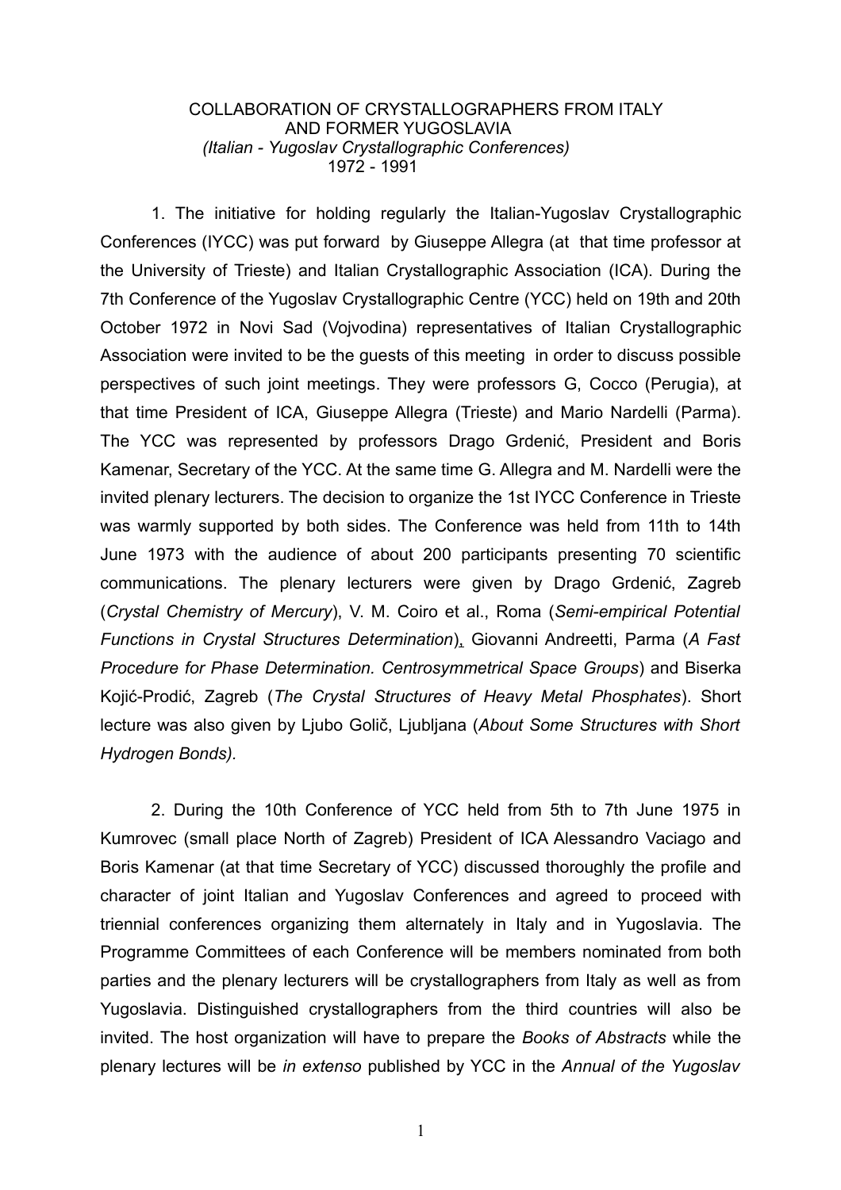# COLLABORATION OF CRYSTALLOGRAPHERS FROM ITALY AND FORMER YUGOSLAVIA

*(Italian - Yugoslav Crystallographic Conferences)*

1972 - 1991

1. The initiative for holding regularly the Italian-Yugoslav Crystallographic Conferences (IYCC) was put forward by Giuseppe Allegra (at that time professor at the University of Trieste) and Italian Crystallographic Association (ICA). During the 7th Conference of the Yugoslav Crystallographic Centre (YCC) held on 19th and 20th October 1972 in Novi Sad (Vojvodina) representatives of Italian Crystallographic Association were invited to be the guests of this meeting in order to discuss possible perspectives of such joint meetings. They were professors G, Cocco (Perugia), at that time President of ICA, Giuseppe Allegra (Trieste) and Mario Nardelli (Parma). The YCC was represented by professors Drago Grdenić, President and Boris Kamenar, Secretary of the YCC. At the same time G. Allegra and M. Nardelli were the invited plenary lecturers. The decision to organize the 1st IYCC Conference in Trieste was warmly supported by both sides. The Conference was held from 11th to 14th June 1973 with the audience of about 200 participants presenting 70 scientific communications. The plenary lecturers were given by Drago Grdenić, Zagreb (*Crystal Chemistry of Mercury*), V. M. Coiro et al., Roma (*Semi-empirical Potential Functions in Crystal Structures Determination*), Giovanni Andreetti, Parma (*A Fast Procedure for Phase Determination. Centrosymmetrical Space Groups*) and Biserka Kojić-Prodić, Zagreb (*The Crystal Structures of Heavy Metal Phosphates*). Short lecture was also given by Ljubo Golič, Ljubljana (*About Some Structures with Short Hydrogen Bonds).*

2. During the 10th Conference of YCC held from 5th to 7th June 1975 in Kumrovec (small place North of Zagreb) President of ICA Alessandro Vaciago and Boris Kamenar (at that time Secretary of YCC) discussed thoroughly the profile and character of joint Italian and Yugoslav Conferences and agreed to proceed with triennial conferences organizing them alternately in Italy and in Yugoslavia. The Programme Committees of each Conference will be members nominated from both parties and the plenary lecturers will be crystallographers from Italy as well as from Yugoslavia. Distinguished crystallographers from the third countries will also be invited. The host organization will have to prepare the *Books of Abstracts* while the plenary lectures will be *in extenso* published by YCC in the *Annual of the Yugoslav*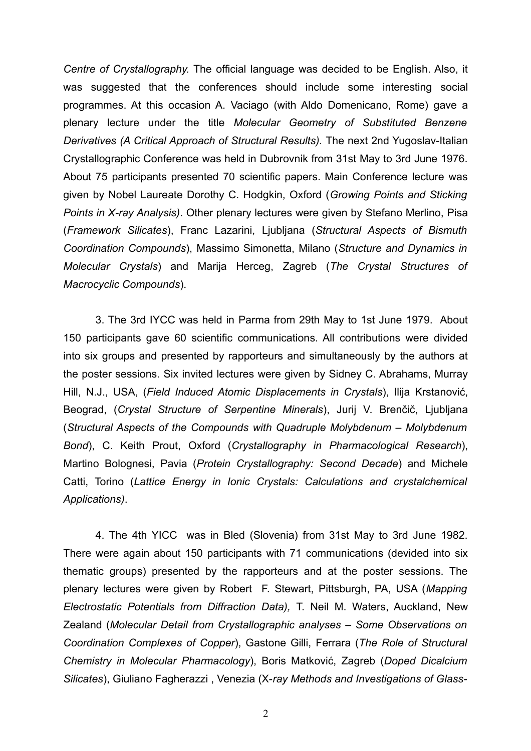*Centre of Crystallography.* The official language was decided to be English. Also, it was suggested that the conferences should include some interesting social programmes. At this occasion A. Vaciago (with Aldo Domenicano, Rome) gave a plenary lecture under the title *Molecular Geometry of Substituted Benzene Derivatives (A Critical Approach of Structural Results).* The next 2nd Yugoslav-Italian Crystallographic Conference was held in Dubrovnik from 31st May to 3rd June 1976. About 75 participants presented 70 scientific papers. Main Conference lecture was given by Nobel Laureate Dorothy C. Hodgkin, Oxford (*Growing Points and Sticking Points in X-ray Analysis)*. Other plenary lectures were given by Stefano Merlino, Pisa (*Framework Silicates*), Franc Lazarini, Ljubljana (*Structural Aspects of Bismuth Coordination Compounds*), Massimo Simonetta, Milano (*Structure and Dynamics in Molecular Crystals*) and Marija Herceg, Zagreb (*The Crystal Structures of Macrocyclic Compounds*).

3. The 3rd IYCC was held in Parma from 29th May to 1st June 1979. About 150 participants gave 60 scientific communications. All contributions were divided into six groups and presented by rapporteurs and simultaneously by the authors at the poster sessions. Six invited lectures were given by Sidney C. Abrahams, Murray Hill, N.J., USA, (*Field Induced Atomic Displacements in Crystals*), Ilija Krstanović, Beograd, (*Crystal Structure of Serpentine Minerals*), Jurij V. Brenčič, Ljubljana (*Structural Aspects of the Compounds with Quadruple Molybdenum – Molybdenum Bond*), C. Keith Prout, Oxford (*Crystallography in Pharmacological Research*), Martino Bolognesi, Pavia (*Protein Crystallography: Second Decade*) and Michele Catti, Torino (*Lattice Energy in Ionic Crystals: Calculations and crystalchemical Applications)*.

4. The 4th YICC was in Bled (Slovenia) from 31st May to 3rd June 1982. There were again about 150 participants with 71 communications (devided into six thematic groups) presented by the rapporteurs and at the poster sessions. The plenary lectures were given by Robert F. Stewart, Pittsburgh, PA, USA (*Mapping Electrostatic Potentials from Diffraction Data),* T. Neil M. Waters, Auckland, New Zealand (*Molecular Detail from Crystallographic analyses – Some Observations on Coordination Complexes of Copper*), Gastone Gilli, Ferrara (*The Role of Structural Chemistry in Molecular Pharmacology*), Boris Matković, Zagreb (*Doped Dicalcium Silicates*), Giuliano Fagherazzi , Venezia (X-*ray Methods and Investigations of Glass-*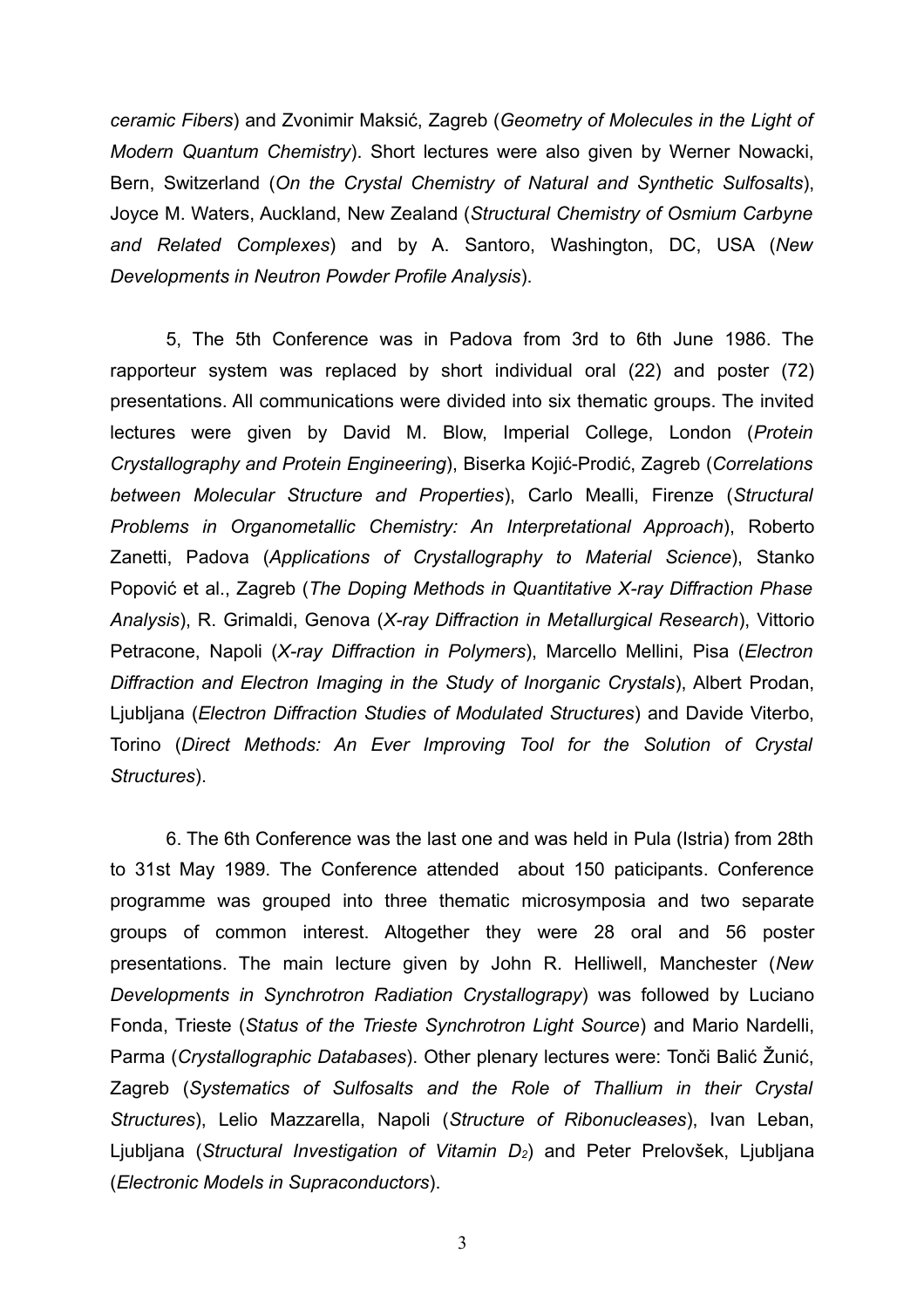*ceramic Fibers*) and Zvonimir Maksić, Zagreb (*Geometry of Molecules in the Light of Modern Quantum Chemistry*). Short lectures were also given by Werner Nowacki, Bern, Switzerland (*On the Crystal Chemistry of Natural and Synthetic Sulfosalts*), Joyce M. Waters, Auckland, New Zealand (*Structural Chemistry of Osmium Carbyne and Related Complexes*) and by A. Santoro, Washington, DC, USA (*New Developments in Neutron Powder Profile Analysis*).

5, The 5th Conference was in Padova from 3rd to 6th June 1986. The rapporteur system was replaced by short individual oral (22) and poster (72) presentations. All communications were divided into six thematic groups. The invited lectures were given by David M. Blow, Imperial College, London (*Protein Crystallography and Protein Engineering*), Biserka Kojić-Prodić, Zagreb (*Correlations between Molecular Structure and Properties*), Carlo Mealli, Firenze (*Structural Problems in Organometallic Chemistry: An Interpretational Approach*), Roberto Zanetti, Padova (*Applications of Crystallography to Material Science*), Stanko Popović et al., Zagreb (*The Doping Methods in Quantitative X-ray Diffraction Phase Analysis*), R. Grimaldi, Genova (*X-ray Diffraction in Metallurgical Research*), Vittorio Petracone, Napoli (*X-ray Diffraction in Polymers*), Marcello Mellini, Pisa (*Electron Diffraction and Electron Imaging in the Study of Inorganic Crystals*), Albert Prodan, Ljubljana (*Electron Diffraction Studies of Modulated Structures*) and Davide Viterbo, Torino (*Direct Methods: An Ever Improving Tool for the Solution of Crystal Structures*).

6. The 6th Conference was the last one and was held in Pula (Istria) from 28th to 31st May 1989. The Conference attended about 150 paticipants. Conference programme was grouped into three thematic microsymposia and two separate groups of common interest. Altogether they were 28 oral and 56 poster presentations. The main lecture given by John R. Helliwell, Manchester (*New Developments in Synchrotron Radiation Crystallograpy*) was followed by Luciano Fonda, Trieste (*Status of the Trieste Synchrotron Light Source*) and Mario Nardelli, Parma (*Crystallographic Databases*). Other plenary lectures were: Tonči Balić Žunić, Zagreb (*Systematics of Sulfosalts and the Role of Thallium in their Crystal Structures*), Lelio Mazzarella, Napoli (*Structure of Ribonucleases*), Ivan Leban, Ljubljana (*Structural Investigation of Vitamin $D_2$*) and Peter Prelovšek, Ljubljana (*Electronic Models in Supraconductors*).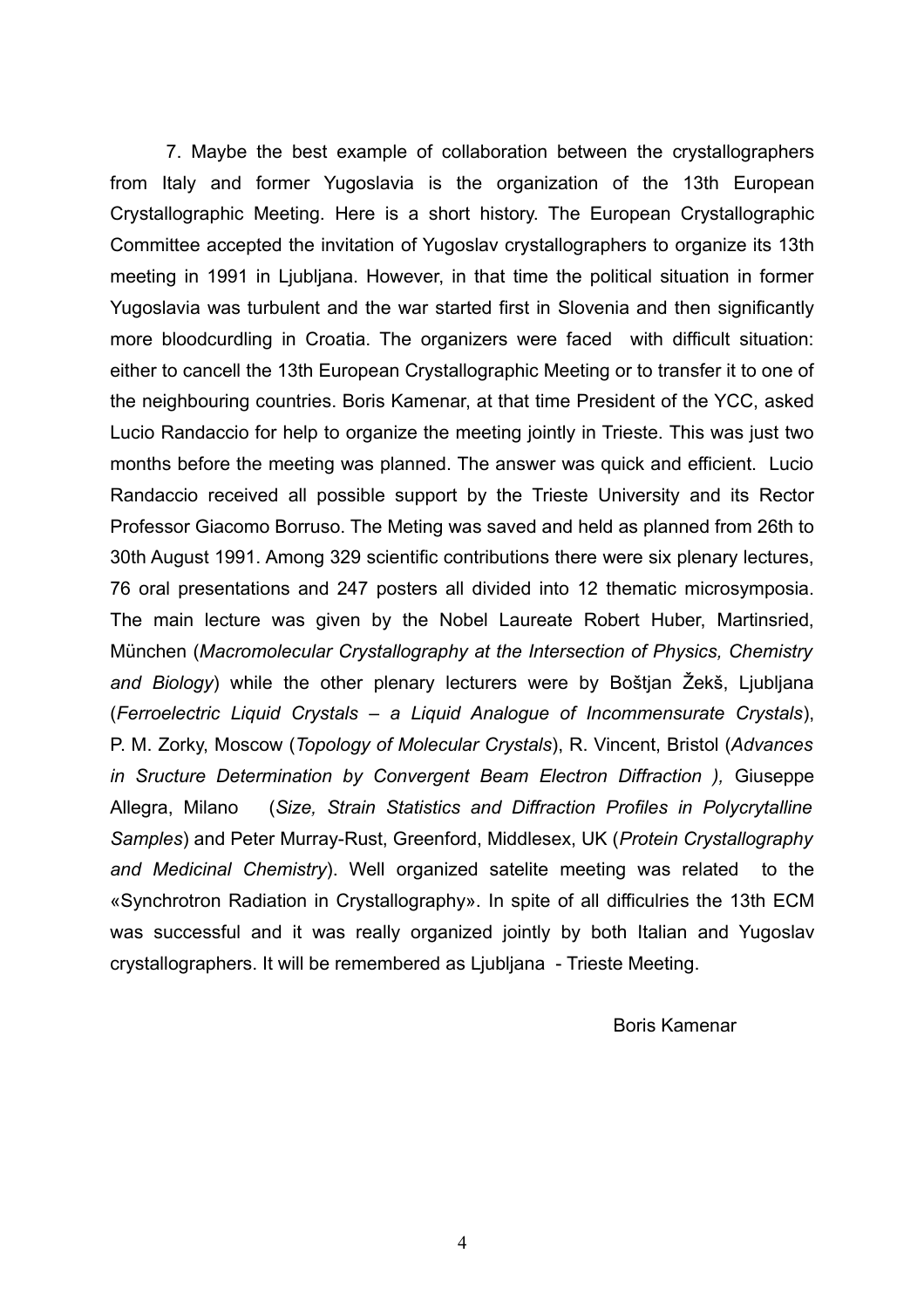7. Maybe the best example of collaboration between the crystallographers from Italy and former Yugoslavia is the organization of the 13th European Crystallographic Meeting. Here is a short history. The European Crystallographic Committee accepted the invitation of Yugoslav crystallographers to organize its 13th meeting in 1991 in Ljubljana. However, in that time the political situation in former Yugoslavia was turbulent and the war started first in Slovenia and then significantly more bloodcurdling in Croatia. The organizers were faced with difficult situation: either to cancell the 13th European Crystallographic Meeting or to transfer it to one of the neighbouring countries. Boris Kamenar, at that time President of the YCC, asked Lucio Randaccio for help to organize the meeting jointly in Trieste. This was just two months before the meeting was planned. The answer was quick and efficient. Lucio Randaccio received all possible support by the Trieste University and its Rector Professor Giacomo Borruso. The Meting was saved and held as planned from 26th to 30th August 1991. Among 329 scientific contributions there were six plenary lectures, 76 oral presentations and 247 posters all divided into 12 thematic microsymposia. The main lecture was given by the Nobel Laureate Robert Huber, Martinsried, München (*Macromolecular Crystallography at the Intersection of Physics, Chemistry and Biology*) while the other plenary lecturers were by Boštjan Žekš, Ljubljana (*Ferroelectric Liquid Crystals – a Liquid Analogue of Incommensurate Crystals*), P. M. Zorky, Moscow (*Topology of Molecular Crystals*), R. Vincent, Bristol (*Advances in Sructure Determination by Convergent Beam Electron Diffraction ),* Giuseppe Allegra, Milano (*Size, Strain Statistics and Diffraction Profiles in Polycrytalline Samples*) and Peter Murray-Rust, Greenford, Middlesex, UK (*Protein Crystallography and Medicinal Chemistry*). Well organized satelite meeting was related to the «Synchrotron Radiation in Crystallography». In spite of all difficulries the 13th ECM was successful and it was really organized jointly by both Italian and Yugoslav crystallographers. It will be remembered as Ljubljana - Trieste Meeting.

Boris Kamenar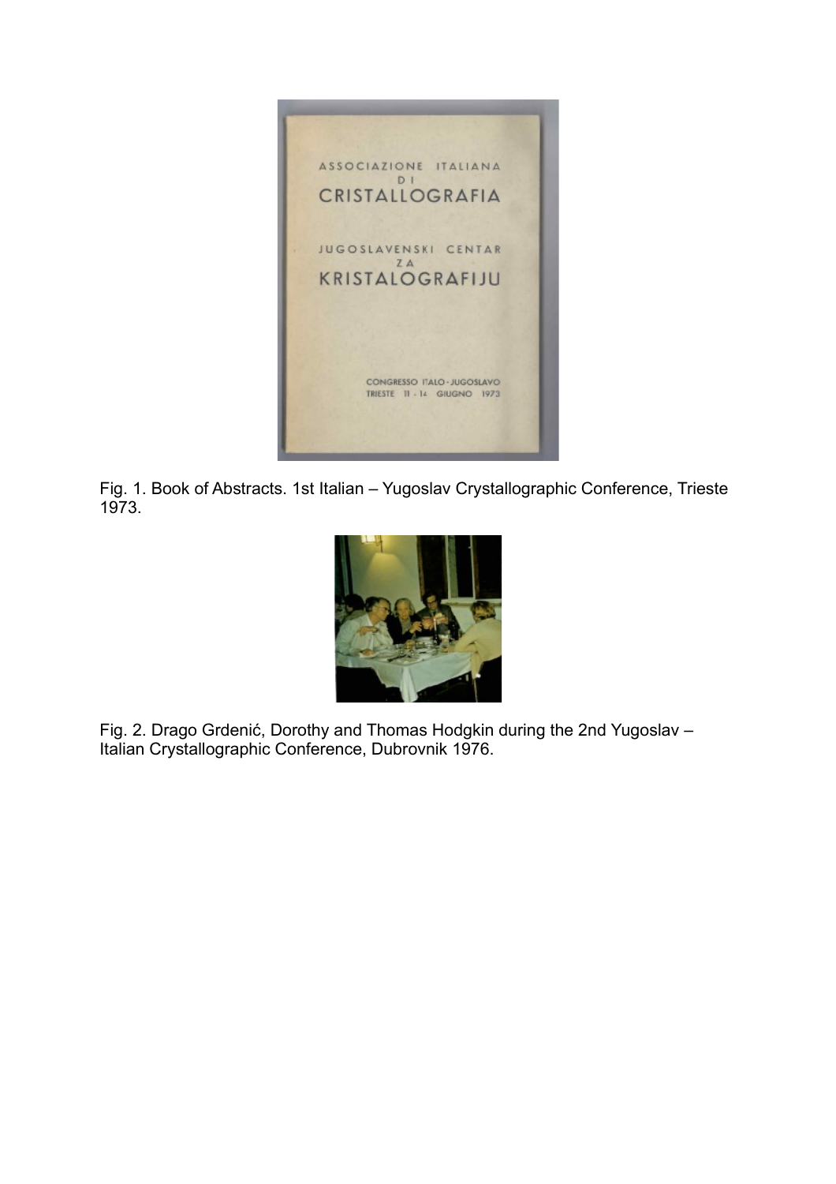Fig. 1. Book of Abstracts. 1st Italian – Yugoslav Crystallographic Conference, Trieste 1973.

Fig. 2. Drago Grdenić, Dorothy and Thomas Hodgkin during the 2nd Yugoslav – Italian Crystallographic Conference, Dubrovnik 1976.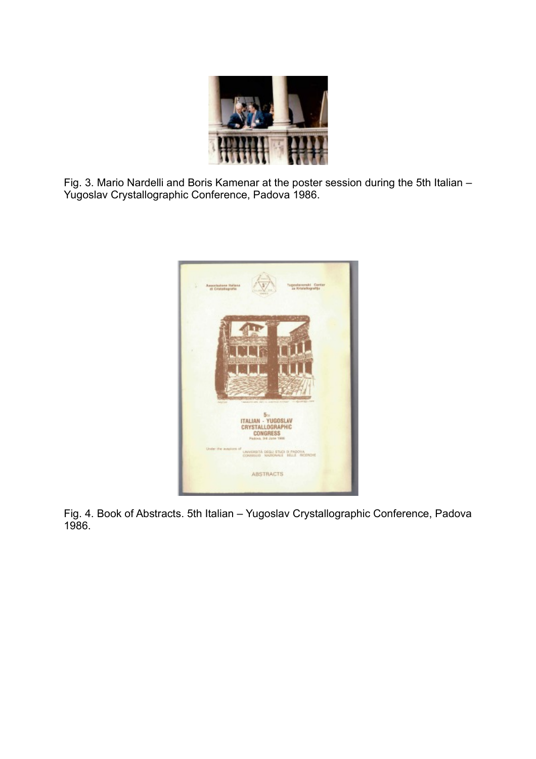Fig. 3. Mario Nardelli and Boris Kamenar at the poster session during the 5th Italian – Yugoslav Crystallographic Conference, Padova 1986.

Fig. 4. Book of Abstracts. 5th Italian – Yugoslav Crystallographic Conference, Padova 1986.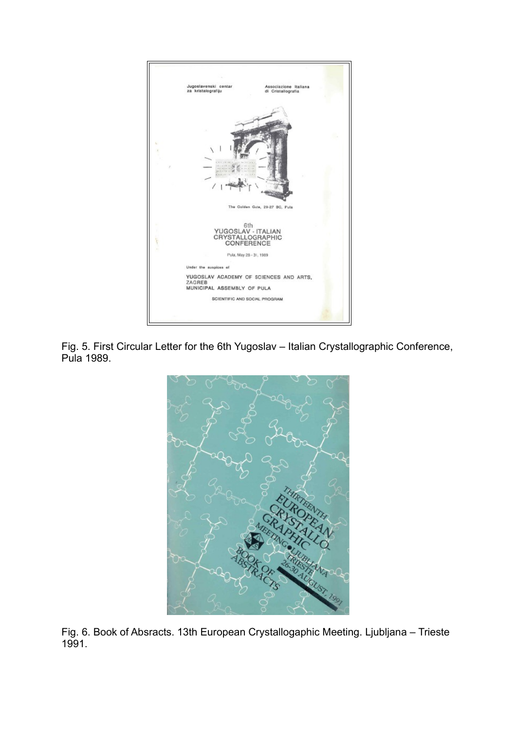Fig. 5. First Circular Letter for the 6th Yugoslav – Italian Crystallographic Conference, Pula 1989.

Fig. 6. Book of Absracts. 13th European Crystallogaphic Meeting. Ljubljana – Trieste 1991.